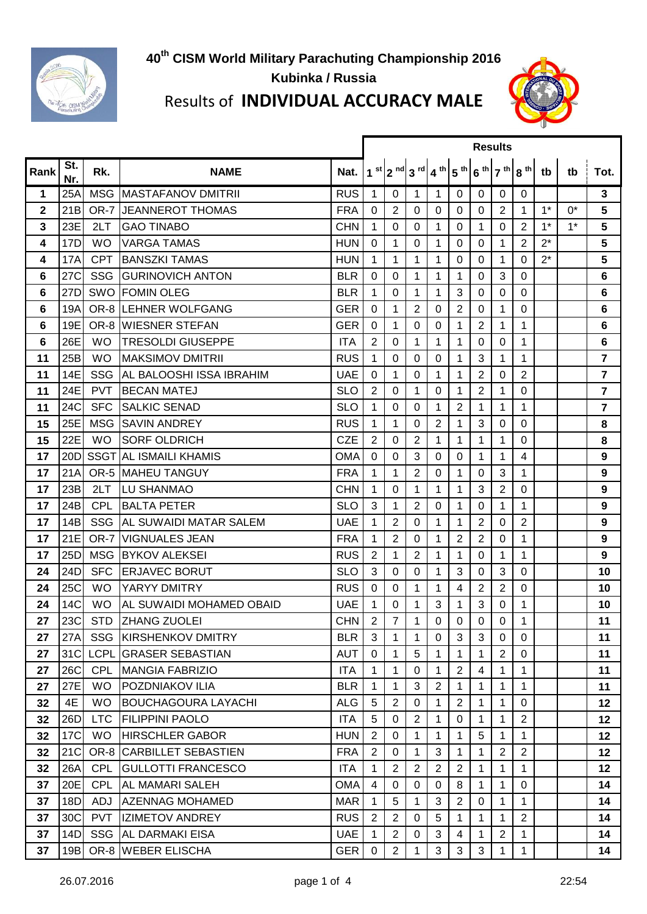# 40th CISM World Military Parachuting Championship 2016

**Kubinka / Russia**

## Results of **INDIVIDUAL ACCURACY MALE**

| Rank | St. Nr. | Rk. | NAME | Nat. | Results | | | | | | | | | | Tot. |
|---|---|---|---|---|---|---|---|---|---|---|---|---|---|---|---|
| | | | | | 1 st | 2 nd | 3 rd | 4 th | 5 th | 6 th | 7 th | 8 th | tb | tb | |
| 1 | 25A | MSG | MASTAFANOV DMITRII | RUS | 1 | 0 | 1 | 1 | 0 | 0 | 0 | 0 | | | 3 |
| 2 | 21B | OR-7 | JEANNEROT THOMAS | FRA | 0 | 2 | 0 | 0 | 0 | 0 | 2 | 1 | 1* | 0* | 5 |
| 3 | 23E | 2LT | GAO TINABO | CHN | 1 | 0 | 0 | 1 | 0 | 1 | 0 | 2 | 1* | 1* | 5 |
| 4 | 17D | WO | VARGA TAMAS | HUN | 0 | 1 | 0 | 1 | 0 | 0 | 1 | 2 | 2* | | 5 |
| 4 | 17A | CPT | BANSZKI TAMAS | HUN | 1 | 1 | 1 | 1 | 0 | 0 | 1 | 0 | 2* | | 5 |
| 6 | 27C | SSG | GURINOVICH ANTON | BLR | 0 | 0 | 1 | 1 | 1 | 0 | 3 | 0 | | | 6 |
| 6 | 27D | SWO | FOMIN OLEG | BLR | 1 | 0 | 1 | 1 | 3 | 0 | 0 | 0 | | | 6 |
| 6 | 19A | OR-8 | LEHNER WOLFGANG | GER | 0 | 1 | 2 | 0 | 2 | 0 | 1 | 0 | | | 6 |
| 6 | 19E | OR-8 | WIESNER STEFAN | GER | 0 | 1 | 0 | 0 | 1 | 2 | 1 | 1 | | | 6 |
| 6 | 26E | WO | TRESOLDI GIUSEPPE | ITA | 2 | 0 | 1 | 1 | 1 | 0 | 0 | 1 | | | 6 |
| 11 | 25B | WO | MAKSIMOV DMITRII | RUS | 1 | 0 | 0 | 0 | 1 | 3 | 1 | 1 | | | 7 |
| 11 | 14E | SSG | AL BALOOSHI ISSA IBRAHIM | UAE | 0 | 1 | 0 | 1 | 1 | 2 | 0 | 2 | | | 7 |
| 11 | 24E | PVT | BECAN MATEJ | SLO | 2 | 0 | 1 | 0 | 1 | 2 | 1 | 0 | | | 7 |
| 11 | 24C | SFC | SALKIC SENAD | SLO | 1 | 0 | 0 | 1 | 2 | 1 | 1 | 1 | | | 7 |
| 15 | 25E | MSG | SAVIN ANDREY | RUS | 1 | 1 | 0 | 2 | 1 | 3 | 0 | 0 | | | 8 |
| 15 | 22E | WO | SORF OLDRICH | CZE | 2 | 0 | 2 | 1 | 1 | 1 | 1 | 0 | | | 8 |
| 17 | 20D | SSGT | AL ISMAILI KHAMIS | OMA | 0 | 0 | 3 | 0 | 0 | 1 | 1 | 4 | | | 9 |
| 17 | 21A | OR-5 | MAHEU TANGUY | FRA | 1 | 1 | 2 | 0 | 1 | 0 | 3 | 1 | | | 9 |
| 17 | 23B | 2LT | LU SHANMAO | CHN | 1 | 0 | 1 | 1 | 1 | 3 | 2 | 0 | | | 9 |
| 17 | 24B | CPL | BALTA PETER | SLO | 3 | 1 | 2 | 0 | 1 | 0 | 1 | 1 | | | 9 |
| 17 | 14B | SSG | AL SUWAIDI MATAR SALEM | UAE | 1 | 2 | 0 | 1 | 1 | 2 | 0 | 2 | | | 9 |
| 17 | 21E | OR-7 | VIGNUALES JEAN | FRA | 1 | 2 | 0 | 1 | 2 | 2 | 0 | 1 | | | 9 |
| 17 | 25D | MSG | BYKOV ALEKSEI | RUS | 2 | 1 | 2 | 1 | 1 | 0 | 1 | 1 | | | 9 |
| 24 | 24D | SFC | ERJAVEC BORUT | SLO | 3 | 0 | 0 | 1 | 3 | 0 | 3 | 0 | | | 10 |
| 24 | 25C | WO | YARYY DMITRY | RUS | 0 | 0 | 1 | 1 | 4 | 2 | 2 | 0 | | | 10 |
| 24 | 14C | WO | AL SUWAIDI MOHAMED OBAID | UAE | 1 | 0 | 1 | 3 | 1 | 3 | 0 | 1 | | | 10 |
| 27 | 23C | STD | ZHANG ZUOLEI | CHN | 2 | 7 | 1 | 0 | 0 | 0 | 0 | 1 | | | 11 |
| 27 | 27A | SSG | KIRSHENKOV DMITRY | BLR | 3 | 1 | 1 | 0 | 3 | 3 | 0 | 0 | | | 11 |
| 27 | 31C | LCPL | GRASER SEBASTIAN | AUT | 0 | 1 | 5 | 1 | 1 | 1 | 2 | 0 | | | 11 |
| 27 | 26C | CPL | MANGIA FABRIZIO | ITA | 1 | 1 | 0 | 1 | 2 | 4 | 1 | 1 | | | 11 |
| 27 | 27E | WO | POZDNIAKOV ILIA | BLR | 1 | 1 | 3 | 2 | 1 | 1 | 1 | 1 | | | 11 |
| 32 | 4E | WO | BOUCHAGOURA LAYACHI | ALG | 5 | 2 | 0 | 1 | 2 | 1 | 1 | 0 | | | 12 |
| 32 | 26D | LTC | FILIPPINI PAOLO | ITA | 5 | 0 | 2 | 1 | 0 | 1 | 1 | 2 | | | 12 |
| 32 | 17C | WO | HIRSCHLER GABOR | HUN | 2 | 0 | 1 | 1 | 1 | 5 | 1 | 1 | | | 12 |
| 32 | 21C | OR-8 | CARBILLET SEBASTIEN | FRA | 2 | 0 | 1 | 3 | 1 | 1 | 2 | 2 | | | 12 |
| 32 | 26A | CPL | GULLOTTI FRANCESCO | ITA | 1 | 2 | 2 | 2 | 2 | 1 | 1 | 1 | | | 12 |
| 37 | 20E | CPL | AL MAMARI SALEH | OMA | 4 | 0 | 0 | 0 | 8 | 1 | 1 | 0 | | | 14 |
| 37 | 18D | ADJ | AZENNAG MOHAMED | MAR | 1 | 5 | 1 | 3 | 2 | 0 | 1 | 1 | | | 14 |
| 37 | 30C | PVT | IZIMETOV ANDREY | RUS | 2 | 2 | 0 | 5 | 1 | 1 | 1 | 2 | | | 14 |
| 37 | 14D | SSG | AL DARMAKI EISA | UAE | 1 | 2 | 0 | 3 | 4 | 1 | 2 | 1 | | | 14 |
| 37 | 19B | OR-8 | WEBER ELISCHA | GER | 0 | 2 | 1 | 3 | 3 | 3 | 1 | 1 | | | 14 |

26.07.2016 22:54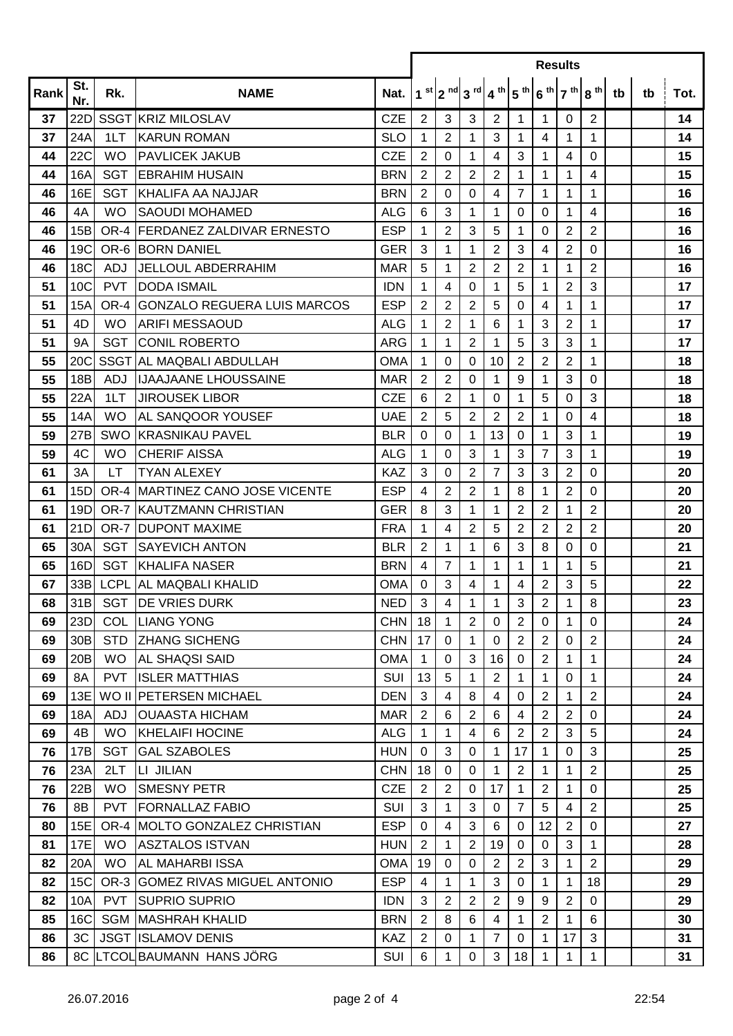| Rank | St. Nr. | Rk. | NAME | Nat. | Results | | | | | | | | | | Tot. |
|---|---|---|---|---|---|---|---|---|---|---|---|---|---|---|---|
| | | | | | 1 st | 2 nd | 3 rd | 4 th | 5 th | 6 th | 7 th | 8 th | tb | tb | |
| 37 | 22D | SSGT | KRIZ MILOSLAV | CZE | 2 | 3 | 3 | 2 | 1 | 1 | 0 | 2 | | | 14 |
| 37 | 24A | 1LT | KARUN ROMAN | SLO | 1 | 2 | 1 | 3 | 1 | 4 | 1 | 1 | | | 14 |
| 44 | 22C | WO | PAVLICEK JAKUB | CZE | 2 | 0 | 1 | 4 | 3 | 1 | 4 | 0 | | | 15 |
| 44 | 16A | SGT | EBRAHIM HUSAIN | BRN | 2 | 2 | 2 | 2 | 1 | 1 | 1 | 4 | | | 15 |
| 46 | 16E | SGT | KHALIFA AA NAJJAR | BRN | 2 | 0 | 0 | 4 | 7 | 1 | 1 | 1 | | | 16 |
| 46 | 4A | WO | SAOUDI MOHAMED | ALG | 6 | 3 | 1 | 1 | 0 | 0 | 1 | 4 | | | 16 |
| 46 | 15B | OR-4 | FERDANEZ ZALDIVAR ERNESTO | ESP | 1 | 2 | 3 | 5 | 1 | 0 | 2 | 2 | | | 16 |
| 46 | 19C | OR-6 | BORN DANIEL | GER | 3 | 1 | 1 | 2 | 3 | 4 | 2 | 0 | | | 16 |
| 46 | 18C | ADJ | JELLOUL ABDERRAHIM | MAR | 5 | 1 | 2 | 2 | 2 | 1 | 1 | 2 | | | 16 |
| 51 | 10C | PVT | DODA ISMAIL | IDN | 1 | 4 | 0 | 1 | 5 | 1 | 2 | 3 | | | 17 |
| 51 | 15A | OR-4 | GONZALO REGUERA LUIS MARCOS | ESP | 2 | 2 | 2 | 5 | 0 | 4 | 1 | 1 | | | 17 |
| 51 | 4D | WO | ARIFI MESSAOUD | ALG | 1 | 2 | 1 | 6 | 1 | 3 | 2 | 1 | | | 17 |
| 51 | 9A | SGT | CONIL ROBERTO | ARG | 1 | 1 | 2 | 1 | 5 | 3 | 3 | 1 | | | 17 |
| 55 | 20C | SSGT | AL MAQBALI ABDULLAH | OMA | 1 | 0 | 0 | 10 | 2 | 2 | 2 | 1 | | | 18 |
| 55 | 18B | ADJ | IJAAJAANE LHOUSSAINE | MAR | 2 | 2 | 0 | 1 | 9 | 1 | 3 | 0 | | | 18 |
| 55 | 22A | 1LT | JIROUSEK LIBOR | CZE | 6 | 2 | 1 | 0 | 1 | 5 | 0 | 3 | | | 18 |
| 55 | 14A | WO | AL SANQOOR YOUSEF | UAE | 2 | 5 | 2 | 2 | 2 | 1 | 0 | 4 | | | 18 |
| 59 | 27B | SWO | KRASNIKAU PAVEL | BLR | 0 | 0 | 1 | 13 | 0 | 1 | 3 | 1 | | | 19 |
| 59 | 4C | WO | CHERIF AISSA | ALG | 1 | 0 | 3 | 1 | 3 | 7 | 3 | 1 | | | 19 |
| 61 | 3A | LT | TYAN ALEXEY | KAZ | 3 | 0 | 2 | 7 | 3 | 3 | 2 | 0 | | | 20 |
| 61 | 15D | OR-4 | MARTINEZ CANO JOSE VICENTE | ESP | 4 | 2 | 2 | 1 | 8 | 1 | 2 | 0 | | | 20 |
| 61 | 19D | OR-7 | KAUTZMANN CHRISTIAN | GER | 8 | 3 | 1 | 1 | 2 | 2 | 1 | 2 | | | 20 |
| 61 | 21D | OR-7 | DUPONT MAXIME | FRA | 1 | 4 | 2 | 5 | 2 | 2 | 2 | 2 | | | 20 |
| 65 | 30A | SGT | SAYEVICH ANTON | BLR | 2 | 1 | 1 | 6 | 3 | 8 | 0 | 0 | | | 21 |
| 65 | 16D | SGT | KHALIFA NASER | BRN | 4 | 7 | 1 | 1 | 1 | 1 | 1 | 5 | | | 21 |
| 67 | 33B | LCPL | AL MAQBALI KHALID | OMA | 0 | 3 | 4 | 1 | 4 | 2 | 3 | 5 | | | 22 |
| 68 | 31B | SGT | DE VRIES DURK | NED | 3 | 4 | 1 | 1 | 3 | 2 | 1 | 8 | | | 23 |
| 69 | 23D | COL | LIANG YONG | CHN | 18 | 1 | 2 | 0 | 2 | 0 | 1 | 0 | | | 24 |
| 69 | 30B | STD | ZHANG SICHENG | CHN | 17 | 0 | 1 | 0 | 2 | 2 | 0 | 2 | | | 24 |
| 69 | 20B | WO | AL SHAQSI SAID | OMA | 1 | 0 | 3 | 16 | 0 | 2 | 1 | 1 | | | 24 |
| 69 | 8A | PVT | ISLER MATTHIAS | SUI | 13 | 5 | 1 | 2 | 1 | 1 | 0 | 1 | | | 24 |
| 69 | 13E | WO II | PETERSEN MICHAEL | DEN | 3 | 4 | 8 | 4 | 0 | 2 | 1 | 2 | | | 24 |
| 69 | 18A | ADJ | OUAASTA HICHAM | MAR | 2 | 6 | 2 | 6 | 4 | 2 | 2 | 0 | | | 24 |
| 69 | 4B | WO | KHELAIFI HOCINE | ALG | 1 | 1 | 4 | 6 | 2 | 2 | 3 | 5 | | | 24 |
| 76 | 17B | SGT | GAL SZABOLES | HUN | 0 | 3 | 0 | 1 | 17 | 1 | 0 | 3 | | | 25 |
| 76 | 23A | 2LT | LI JILIAN | CHN | 18 | 0 | 0 | 1 | 2 | 1 | 1 | 2 | | | 25 |
| 76 | 22B | WO | SMESNY PETR | CZE | 2 | 2 | 0 | 17 | 1 | 2 | 1 | 0 | | | 25 |
| 76 | 8B | PVT | FORNALLAZ FABIO | SUI | 3 | 1 | 3 | 0 | 7 | 5 | 4 | 2 | | | 25 |
| 80 | 15E | OR-4 | MOLTO GONZALEZ CHRISTIAN | ESP | 0 | 4 | 3 | 6 | 0 | 12 | 2 | 0 | | | 27 |
| 81 | 17E | WO | ASZTALOS ISTVAN | HUN | 2 | 1 | 2 | 19 | 0 | 0 | 3 | 1 | | | 28 |
| 82 | 20A | WO | AL MAHARBI ISSA | OMA | 19 | 0 | 0 | 2 | 2 | 3 | 1 | 2 | | | 29 |
| 82 | 15C | OR-3 | GOMEZ RIVAS MIGUEL ANTONIO | ESP | 4 | 1 | 1 | 3 | 0 | 1 | 1 | 18 | | | 29 |
| 82 | 10A | PVT | SUPRIO SUPRIO | IDN | 3 | 2 | 2 | 2 | 9 | 9 | 2 | 0 | | | 29 |
| 85 | 16C | SGM | MASHRAH KHALID | BRN | 2 | 8 | 6 | 4 | 1 | 2 | 1 | 6 | | | 30 |
| 86 | 3C | JSGT | ISLAMOV DENIS | KAZ | 2 | 0 | 1 | 7 | 0 | 1 | 17 | 3 | | | 31 |
| 86 | 8C | LTCOL | BAUMANN HANS JÖRG | SUI | 6 | 1 | 0 | 3 | 18 | 1 | 1 | 1 | | | 31 |

26.07.2016 22:54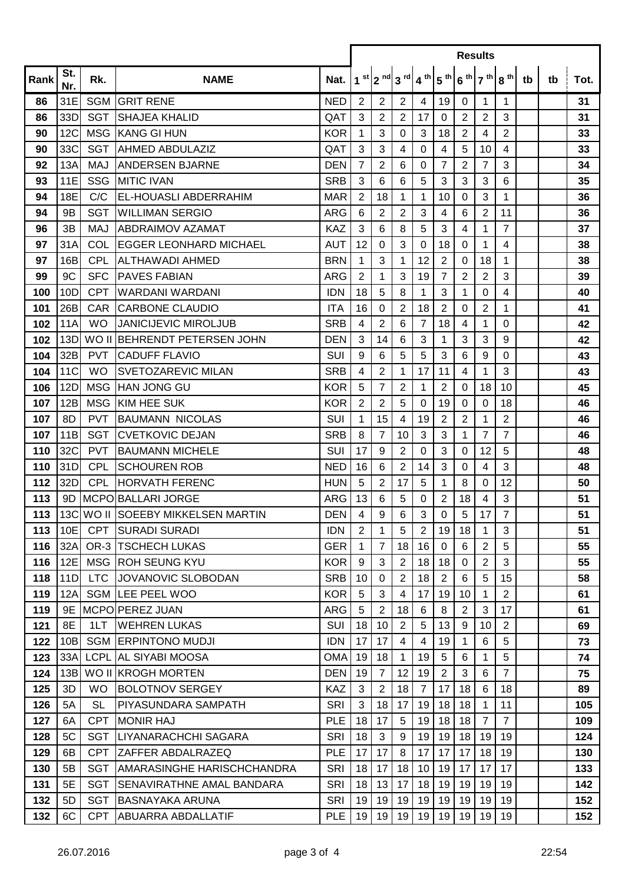| Rank | St. Nr. | Rk. | NAME | Nat. | Results | | | | | | | | | | Tot. |
|---|---|---|---|---|---|---|---|---|---|---|---|---|---|---|---|
| | | | | | 1 st | 2 nd | 3 rd | 4 th | 5 th | 6 th | 7 th | 8 th | tb | tb | |
| 86 | 31E | SGM | GRIT RENE | NED | 2 | 2 | 2 | 4 | 19 | 0 | 1 | 1 | | | 31 |
| 86 | 33D | SGT | SHAJEA KHALID | QAT | 3 | 2 | 2 | 17 | 0 | 2 | 2 | 3 | | | 31 |
| 90 | 12C | MSG | KANG GI HUN | KOR | 1 | 3 | 0 | 3 | 18 | 2 | 4 | 2 | | | 33 |
| 90 | 33C | SGT | AHMED ABDULAZIZ | QAT | 3 | 3 | 4 | 0 | 4 | 5 | 10 | 4 | | | 33 |
| 92 | 13A | MAJ | ANDERSEN BJARNE | DEN | 7 | 2 | 6 | 0 | 7 | 2 | 7 | 3 | | | 34 |
| 93 | 11E | SSG | MITIC IVAN | SRB | 3 | 6 | 6 | 5 | 3 | 3 | 3 | 6 | | | 35 |
| 94 | 18E | C/C | EL-HOUASLI ABDERRAHIM | MAR | 2 | 18 | 1 | 1 | 10 | 0 | 3 | 1 | | | 36 |
| 94 | 9B | SGT | WILLIMAN SERGIO | ARG | 6 | 2 | 2 | 3 | 4 | 6 | 2 | 11 | | | 36 |
| 96 | 3B | MAJ | ABDRAIMOV AZAMAT | KAZ | 3 | 6 | 8 | 5 | 3 | 4 | 1 | 7 | | | 37 |
| 97 | 31A | COL | EGGER LEONHARD MICHAEL | AUT | 12 | 0 | 3 | 0 | 18 | 0 | 1 | 4 | | | 38 |
| 97 | 16B | CPL | ALTHAWADI AHMED | BRN | 1 | 3 | 1 | 12 | 2 | 0 | 18 | 1 | | | 38 |
| 99 | 9C | SFC | PAVES FABIAN | ARG | 2 | 1 | 3 | 19 | 7 | 2 | 2 | 3 | | | 39 |
| 100 | 10D | CPT | WARDANI WARDANI | IDN | 18 | 5 | 8 | 1 | 3 | 1 | 0 | 4 | | | 40 |
| 101 | 26B | CAR | CARBONE CLAUDIO | ITA | 16 | 0 | 2 | 18 | 2 | 0 | 2 | 1 | | | 41 |
| 102 | 11A | WO | JANICIJEVIC MIROLJUB | SRB | 4 | 2 | 6 | 7 | 18 | 4 | 1 | 0 | | | 42 |
| 102 | 13D | WO II | BEHRENDT PETERSEN JOHN | DEN | 3 | 14 | 6 | 3 | 1 | 3 | 3 | 9 | | | 42 |
| 104 | 32B | PVT | CADUFF FLAVIO | SUI | 9 | 6 | 5 | 5 | 3 | 6 | 9 | 0 | | | 43 |
| 104 | 11C | WO | SVETOZAREVIC MILAN | SRB | 4 | 2 | 1 | 17 | 11 | 4 | 1 | 3 | | | 43 |
| 106 | 12D | MSG | HAN JONG GU | KOR | 5 | 7 | 2 | 1 | 2 | 0 | 18 | 10 | | | 45 |
| 107 | 12B | MSG | KIM HEE SUK | KOR | 2 | 2 | 5 | 0 | 19 | 0 | 0 | 18 | | | 46 |
| 107 | 8D | PVT | BAUMANN NICOLAS | SUI | 1 | 15 | 4 | 19 | 2 | 2 | 1 | 2 | | | 46 |
| 107 | 11B | SGT | CVETKOVIC DEJAN | SRB | 8 | 7 | 10 | 3 | 3 | 1 | 7 | 7 | | | 46 |
| 110 | 32C | PVT | BAUMANN MICHELE | SUI | 17 | 9 | 2 | 0 | 3 | 0 | 12 | 5 | | | 48 |
| 110 | 31D | CPL | SCHOUREN ROB | NED | 16 | 6 | 2 | 14 | 3 | 0 | 4 | 3 | | | 48 |
| 112 | 32D | CPL | HORVATH FERENC | HUN | 5 | 2 | 17 | 5 | 1 | 8 | 0 | 12 | | | 50 |
| 113 | 9D | MCPO | BALLARI JORGE | ARG | 13 | 6 | 5 | 0 | 2 | 18 | 4 | 3 | | | 51 |
| 113 | 13C | WO II | SOEEBY MIKKELSEN MARTIN | DEN | 4 | 9 | 6 | 3 | 0 | 5 | 17 | 7 | | | 51 |
| 113 | 10E | CPT | SURADI SURADI | IDN | 2 | 1 | 5 | 2 | 19 | 18 | 1 | 3 | | | 51 |
| 116 | 32A | OR-3 | TSCHECH LUKAS | GER | 1 | 7 | 18 | 16 | 0 | 6 | 2 | 5 | | | 55 |
| 116 | 12E | MSG | ROH SEUNG KYU | KOR | 9 | 3 | 2 | 18 | 18 | 0 | 2 | 3 | | | 55 |
| 118 | 11D | LTC | JOVANOVIC SLOBODAN | SRB | 10 | 0 | 2 | 18 | 2 | 6 | 5 | 15 | | | 58 |
| 119 | 12A | SGM | LEE PEEL WOO | KOR | 5 | 3 | 4 | 17 | 19 | 10 | 1 | 2 | | | 61 |
| 119 | 9E | MCPO | PEREZ JUAN | ARG | 5 | 2 | 18 | 6 | 8 | 2 | 3 | 17 | | | 61 |
| 121 | 8E | 1LT | WEHREN LUKAS | SUI | 18 | 10 | 2 | 5 | 13 | 9 | 10 | 2 | | | 69 |
| 122 | 10B | SGM | ERPINTONO MUDJI | IDN | 17 | 17 | 4 | 4 | 19 | 1 | 6 | 5 | | | 73 |
| 123 | 33A | LCPL | AL SIYABI MOOSA | OMA | 19 | 18 | 1 | 19 | 5 | 6 | 1 | 5 | | | 74 |
| 124 | 13B | WO II | KROGH MORTEN | DEN | 19 | 7 | 12 | 19 | 2 | 3 | 6 | 7 | | | 75 |
| 125 | 3D | WO | BOLOTNOV SERGEY | KAZ | 3 | 2 | 18 | 7 | 17 | 18 | 6 | 18 | | | 89 |
| 126 | 5A | SL | PIYASUNDARA SAMPATH | SRI | 3 | 18 | 17 | 19 | 18 | 18 | 1 | 11 | | | 105 |
| 127 | 6A | CPT | MONIR HAJ | PLE | 18 | 17 | 5 | 19 | 18 | 18 | 7 | 7 | | | 109 |
| 128 | 5C | SGT | LIYANARACHCHI SAGARA | SRI | 18 | 3 | 9 | 19 | 19 | 18 | 19 | 19 | | | 124 |
| 129 | 6B | CPT | ZAFFER ABDALRAZEQ | PLE | 17 | 17 | 8 | 17 | 17 | 17 | 18 | 19 | | | 130 |
| 130 | 5B | SGT | AMARASINGHE HARISCHCHANDRA | SRI | 18 | 17 | 18 | 10 | 19 | 17 | 17 | 17 | | | 133 |
| 131 | 5E | SGT | SENAVIRATHNE AMAL BANDARA | SRI | 18 | 13 | 17 | 18 | 19 | 19 | 19 | 19 | | | 142 |
| 132 | 5D | SGT | BASNAYAKA ARUNA | SRI | 19 | 19 | 19 | 19 | 19 | 19 | 19 | 19 | | | 152 |
| 132 | 6C | CPT | ABUARRA ABDALLATIF | PLE | 19 | 19 | 19 | 19 | 19 | 19 | 19 | 19 | | | 152 |

26.07.2016 22:54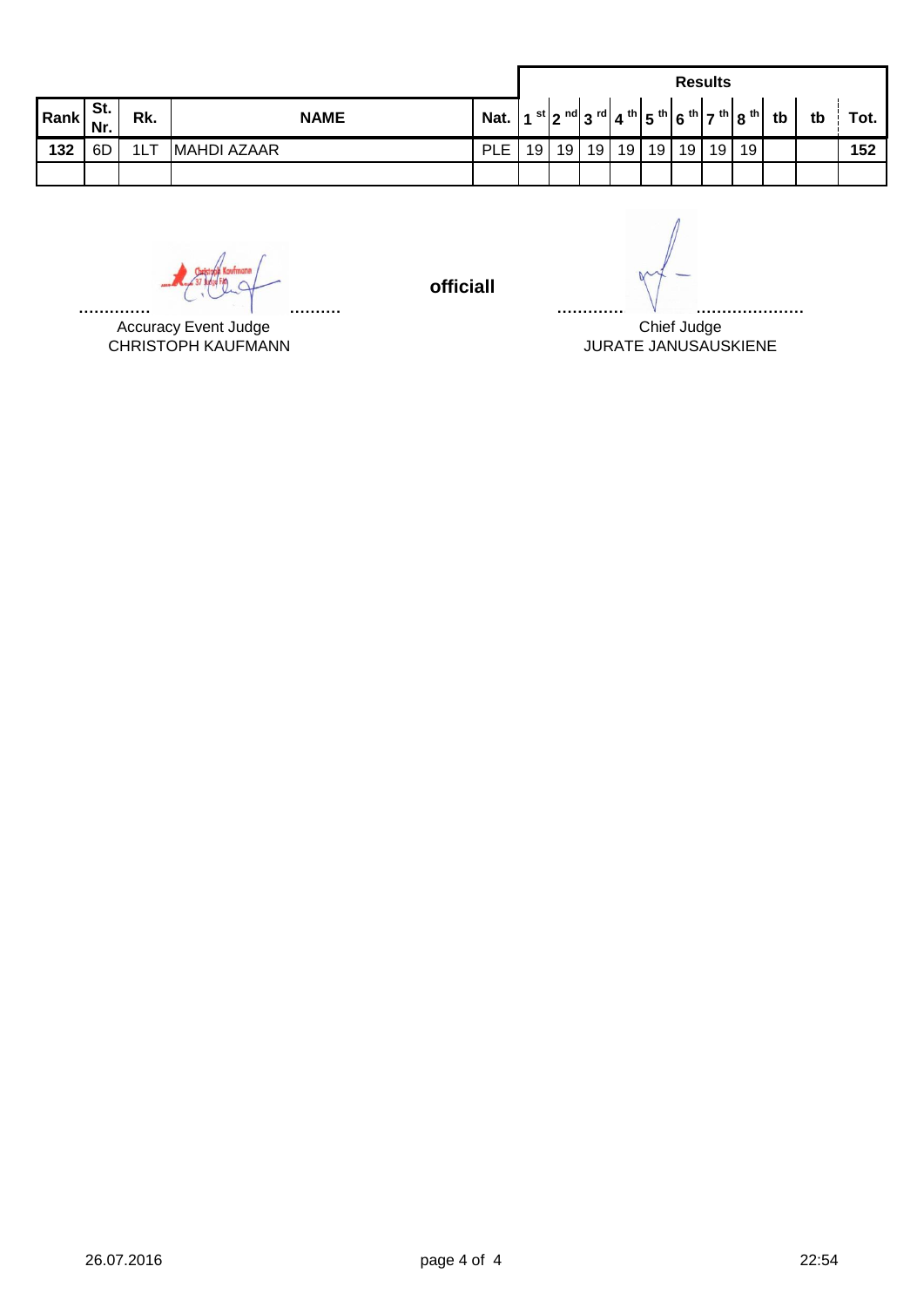| | | | | | Results | | | | | | | | | | |
|---|---|---|---|---|---|---|---|---|---|---|---|---|---|---|---|
| Rank | St. Nr. | Rk. | NAME | Nat. | 1 st | 2 nd | 3 rd | 4 th | 5 th | 6 th | 7 th | 8 th | tb | tb | Tot. |
| **132** | 6D | 1LT | MAHDI AZAAR | PLE | 19 | 19 | 19 | 19 | 19 | 19 | 19 | 19 | | | **152** |
| | | | | | | | | | | | | | | | |

Christoph Kaufmann
37 Judge FA

.............. .......... **officiall** ............. ....................

Accuracy Event Judge
CHRISTOPH KAUFMANN

Chief Judge
JURATE JANUSAUSKIENE

26.07.2016 22:54